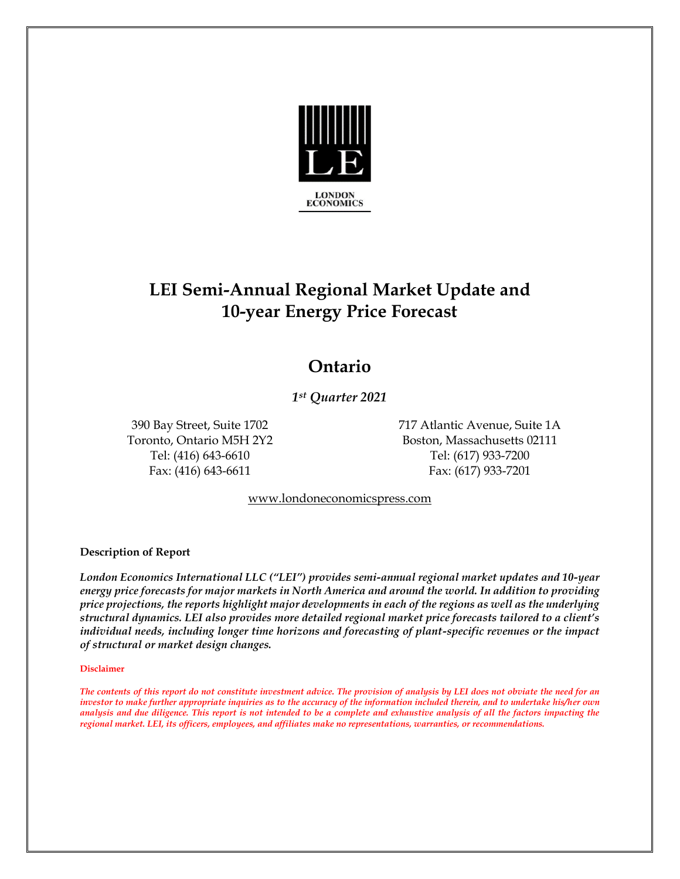LONDON ECONOMICS

# LEI Semi-Annual Regional Market Update and 10-year Energy Price Forecast

## Ontario

*1st Quarter 2021*

390 Bay Street, Suite 1702
Toronto, Ontario M5H 2Y2
Tel: (416) 643-6610
Fax: (416) 643-6611

717 Atlantic Avenue, Suite 1A
Boston, Massachusetts 02111
Tel: (617) 933-7200
Fax: (617) 933-7201

www.londoneconomicspress.com

**Description of Report**

***London Economics International LLC ("LEI") provides semi-annual regional market updates and 10-year energy price forecasts for major markets in North America and around the world. In addition to providing price projections, the reports highlight major developments in each of the regions as well as the underlying structural dynamics. LEI also provides more detailed regional market price forecasts tailored to a client's individual needs, including longer time horizons and forecasting of plant-specific revenues or the impact of structural or market design changes.***

**Disclaimer**

***The contents of this report do not constitute investment advice. The provision of analysis by LEI does not obviate the need for an investor to make further appropriate inquiries as to the accuracy of the information included therein, and to undertake his/her own analysis and due diligence. This report is not intended to be a complete and exhaustive analysis of all the factors impacting the regional market. LEI, its officers, employees, and affiliates make no representations, warranties, or recommendations.***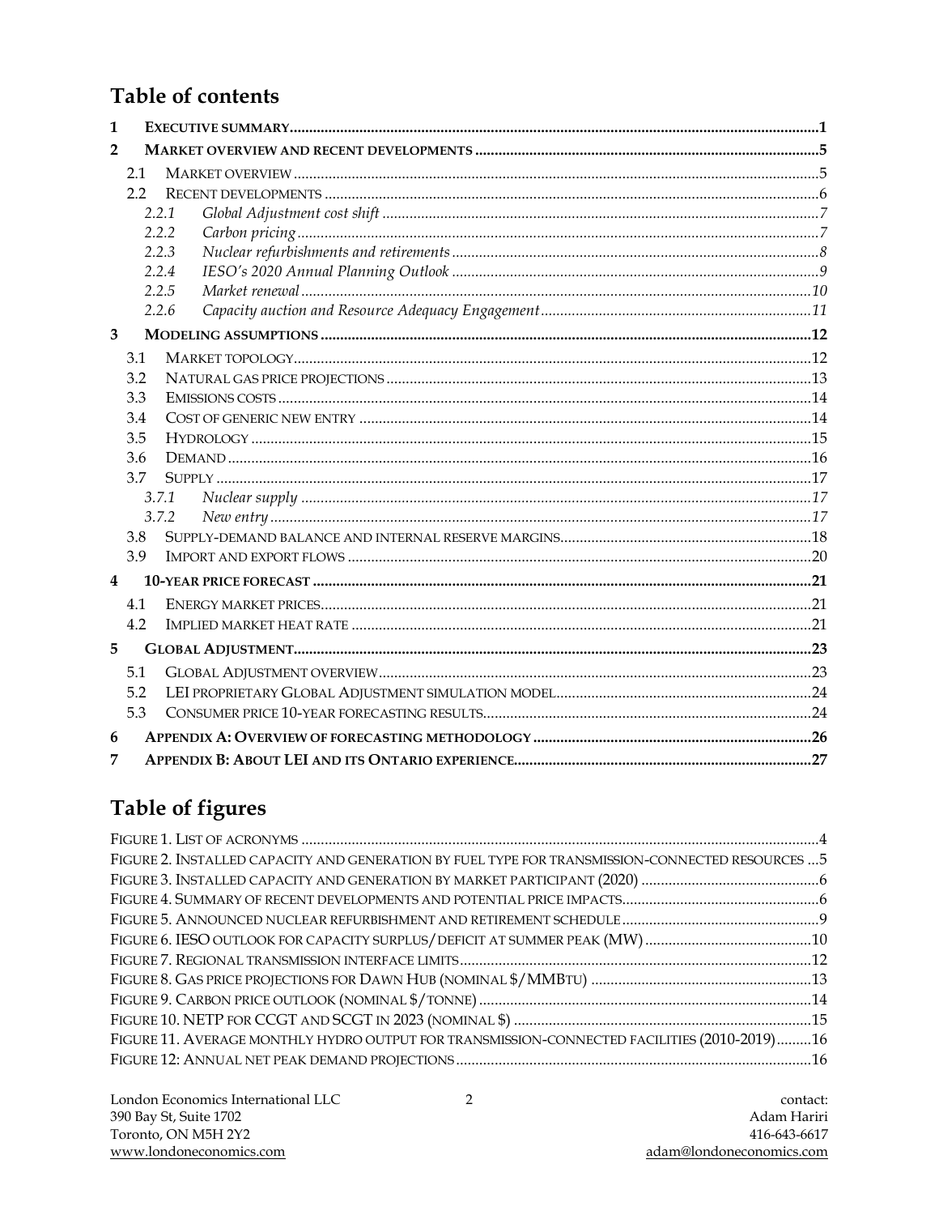# Table of contents

| | | |
|---|---|---|
| **1** | **EXECUTIVE SUMMARY** | **1** |
| **2** | **MARKET OVERVIEW AND RECENT DEVELOPMENTS** | **5** |
| 2.1 | MARKET OVERVIEW | 5 |
| 2.2 | RECENT DEVELOPMENTS | 6 |
| *2.2.1* | *Global Adjustment cost shift* | *7* |
| *2.2.2* | *Carbon pricing* | *7* |
| *2.2.3* | *Nuclear refurbishments and retirements* | *8* |
| *2.2.4* | *IESO's 2020 Annual Planning Outlook* | *9* |
| *2.2.5* | *Market renewal* | *10* |
| *2.2.6* | *Capacity auction and Resource Adequacy Engagement* | *11* |
| **3** | **MODELING ASSUMPTIONS** | **12** |
| 3.1 | MARKET TOPOLOGY | 12 |
| 3.2 | NATURAL GAS PRICE PROJECTIONS | 13 |
| 3.3 | EMISSIONS COSTS | 14 |
| 3.4 | COST OF GENERIC NEW ENTRY | 14 |
| 3.5 | HYDROLOGY | 15 |
| 3.6 | DEMAND | 16 |
| 3.7 | SUPPLY | 17 |
| *3.7.1* | *Nuclear supply* | *17* |
| *3.7.2* | *New entry* | *17* |
| 3.8 | SUPPLY-DEMAND BALANCE AND INTERNAL RESERVE MARGINS | 18 |
| 3.9 | IMPORT AND EXPORT FLOWS | 20 |
| **4** | **10-YEAR PRICE FORECAST** | **21** |
| 4.1 | ENERGY MARKET PRICES | 21 |
| 4.2 | IMPLIED MARKET HEAT RATE | 21 |
| **5** | **GLOBAL ADJUSTMENT** | **23** |
| 5.1 | GLOBAL ADJUSTMENT OVERVIEW | 23 |
| 5.2 | LEI PROPRIETARY GLOBAL ADJUSTMENT SIMULATION MODEL | 24 |
| 5.3 | CONSUMER PRICE 10-YEAR FORECASTING RESULTS | 24 |
| **6** | **APPENDIX A: OVERVIEW OF FORECASTING METHODOLOGY** | **26** |
| **7** | **APPENDIX B: ABOUT LEI AND ITS ONTARIO EXPERIENCE** | **27** |

# Table of figures

| | |
|---|---|
| FIGURE 1. LIST OF ACRONYMS | 4 |
| FIGURE 2. INSTALLED CAPACITY AND GENERATION BY FUEL TYPE FOR TRANSMISSION-CONNECTED RESOURCES | 5 |
| FIGURE 3. INSTALLED CAPACITY AND GENERATION BY MARKET PARTICIPANT (2020) | 6 |
| FIGURE 4. SUMMARY OF RECENT DEVELOPMENTS AND POTENTIAL PRICE IMPACTS | 6 |
| FIGURE 5. ANNOUNCED NUCLEAR REFURBISHMENT AND RETIREMENT SCHEDULE | 9 |
| FIGURE 6. IESO OUTLOOK FOR CAPACITY SURPLUS/DEFICIT AT SUMMER PEAK (MW) | 10 |
| FIGURE 7. REGIONAL TRANSMISSION INTERFACE LIMITS | 12 |
| FIGURE 8. GAS PRICE PROJECTIONS FOR DAWN HUB (NOMINAL $/MMBTU) | 13 |
| FIGURE 9. CARBON PRICE OUTLOOK (NOMINAL $/TONNE) | 14 |
| FIGURE 10. NETP FOR CCGT AND SCGT IN 2023 (NOMINAL $) | 15 |
| FIGURE 11. AVERAGE MONTHLY HYDRO OUTPUT FOR TRANSMISSION-CONNECTED FACILITIES (2010-2019) | 16 |
| FIGURE 12: ANNUAL NET PEAK DEMAND PROJECTIONS | 16 |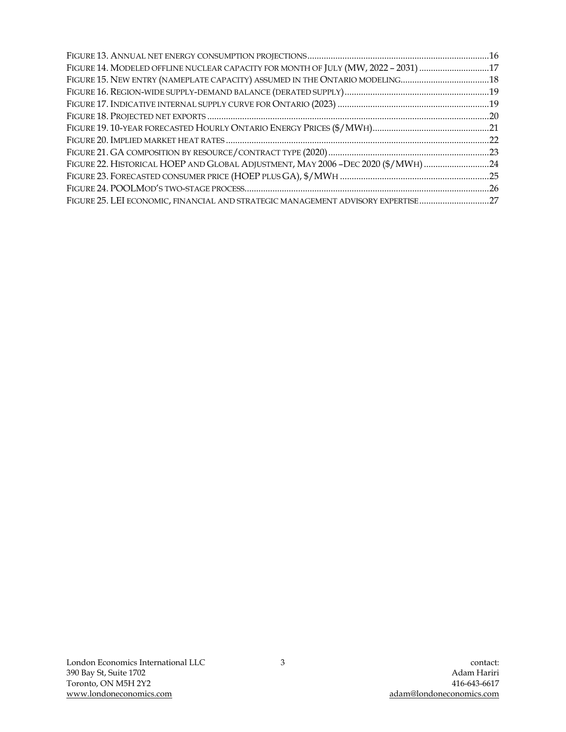Figure 13. Annual net energy consumption projections ....................16
Figure 14. Modeled offline nuclear capacity for month of July (MW, 2022 – 2031) ....................17
Figure 15. New entry (nameplate capacity) assumed in the Ontario modeling ....................18
Figure 16. Region-wide supply-demand balance (derated supply) ....................19
Figure 17. Indicative internal supply curve for Ontario (2023) ....................19
Figure 18. Projected net exports ....................20
Figure 19. 10-year forecasted Hourly Ontario Energy Prices ($/MWh) ....................21
Figure 20. Implied market heat rates ....................22
Figure 21. GA composition by resource/contract type (2020) ....................23
Figure 22. Historical HOEP and Global Adjustment, May 2006 –Dec 2020 ($/MWh) ....................24
Figure 23. Forecasted consumer price (HOEP plus GA), $/MWh ....................25
Figure 24. POOLMod's two-stage process ....................26
Figure 25. LEI economic, financial and strategic management advisory expertise ....................27